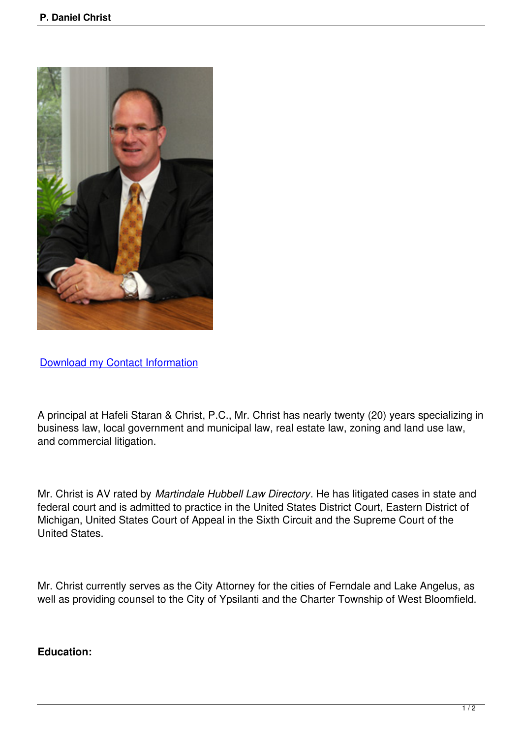[Download my Contact Information]

A principal at Hafeli Staran & Christ, P.C., Mr. Christ has nearly twenty (20) years specializing in business law, local government and municipal law, real estate law, zoning and land use law, and commercial litigation.

Mr. Christ is AV rated by *Martindale Hubbell Law Directory*. He has litigated cases in state and federal court and is admitted to practice in the United States District Court, Eastern District of Michigan, United States Court of Appeal in the Sixth Circuit and the Supreme Court of the United States.

Mr. Christ currently serves as the City Attorney for the cities of Ferndale and Lake Angelus, as well as providing counsel to the City of Ypsilanti and the Charter Township of West Bloomfield.

**Education:**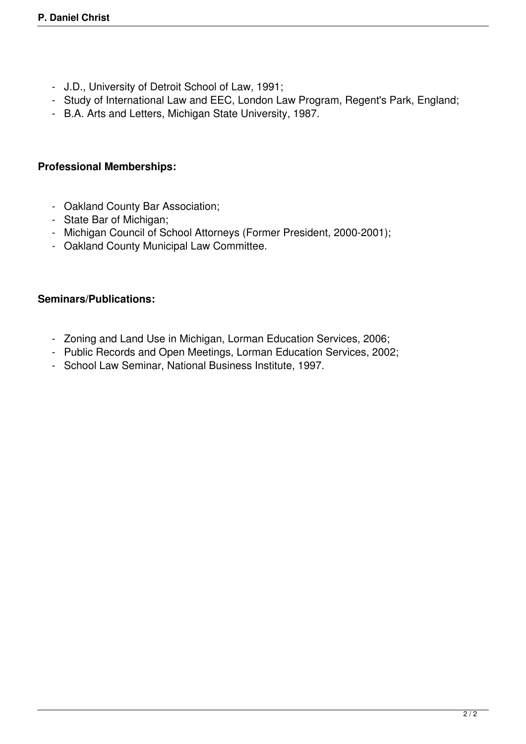- J.D., University of Detroit School of Law, 1991;
- Study of International Law and EEC, London Law Program, Regent's Park, England;
- B.A. Arts and Letters, Michigan State University, 1987.

**Professional Memberships:**

- Oakland County Bar Association;
- State Bar of Michigan;
- Michigan Council of School Attorneys (Former President, 2000-2001);
- Oakland County Municipal Law Committee.

**Seminars/Publications:**

- Zoning and Land Use in Michigan, Lorman Education Services, 2006;
- Public Records and Open Meetings, Lorman Education Services, 2002;
- School Law Seminar, National Business Institute, 1997.